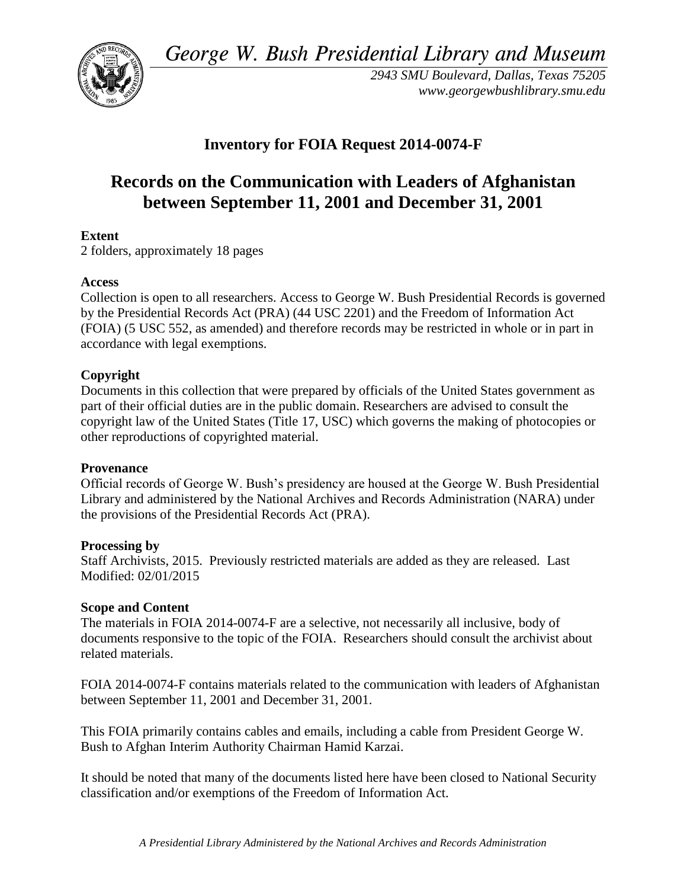*George W. Bush Presidential Library and Museum*

*2943 SMU Boulevard, Dallas, Texas 75205*
*www.georgewbushlibrary.smu.edu*

## Inventory for FOIA Request 2014-0074-F

# Records on the Communication with Leaders of Afghanistan between September 11, 2001 and December 31, 2001

**Extent**
2 folders, approximately 18 pages

**Access**
Collection is open to all researchers. Access to George W. Bush Presidential Records is governed by the Presidential Records Act (PRA) (44 USC 2201) and the Freedom of Information Act (FOIA) (5 USC 552, as amended) and therefore records may be restricted in whole or in part in accordance with legal exemptions.

**Copyright**
Documents in this collection that were prepared by officials of the United States government as part of their official duties are in the public domain. Researchers are advised to consult the copyright law of the United States (Title 17, USC) which governs the making of photocopies or other reproductions of copyrighted material.

**Provenance**
Official records of George W. Bush's presidency are housed at the George W. Bush Presidential Library and administered by the National Archives and Records Administration (NARA) under the provisions of the Presidential Records Act (PRA).

**Processing by**
Staff Archivists, 2015. Previously restricted materials are added as they are released. Last Modified: 02/01/2015

**Scope and Content**
The materials in FOIA 2014-0074-F are a selective, not necessarily all inclusive, body of documents responsive to the topic of the FOIA. Researchers should consult the archivist about related materials.

FOIA 2014-0074-F contains materials related to the communication with leaders of Afghanistan between September 11, 2001 and December 31, 2001.

This FOIA primarily contains cables and emails, including a cable from President George W. Bush to Afghan Interim Authority Chairman Hamid Karzai.

It should be noted that many of the documents listed here have been closed to National Security classification and/or exemptions of the Freedom of Information Act.

*A Presidential Library Administered by the National Archives and Records Administration*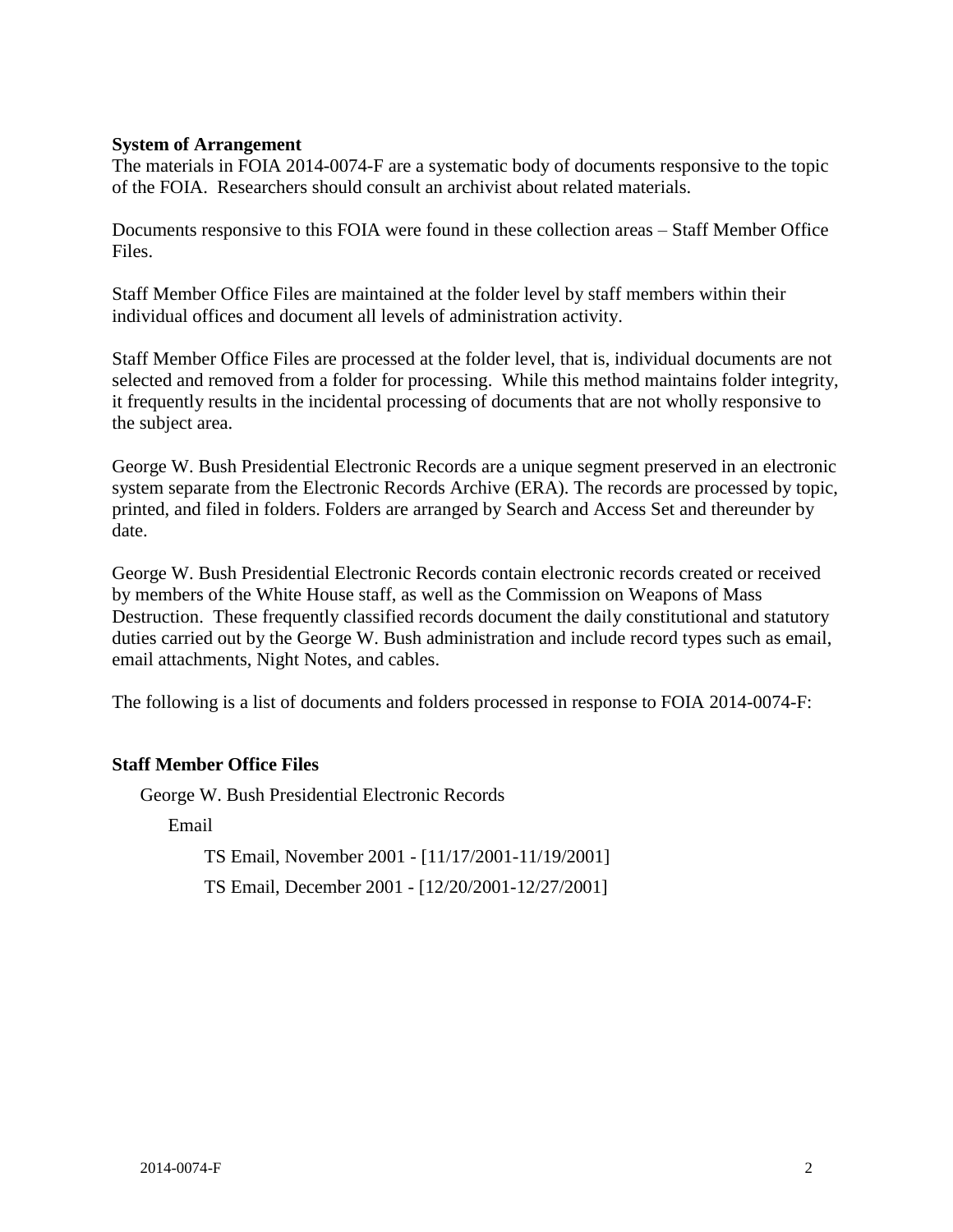**System of Arrangement**

The materials in FOIA 2014-0074-F are a systematic body of documents responsive to the topic of the FOIA. Researchers should consult an archivist about related materials.

Documents responsive to this FOIA were found in these collection areas – Staff Member Office Files.

Staff Member Office Files are maintained at the folder level by staff members within their individual offices and document all levels of administration activity.

Staff Member Office Files are processed at the folder level, that is, individual documents are not selected and removed from a folder for processing. While this method maintains folder integrity, it frequently results in the incidental processing of documents that are not wholly responsive to the subject area.

George W. Bush Presidential Electronic Records are a unique segment preserved in an electronic system separate from the Electronic Records Archive (ERA). The records are processed by topic, printed, and filed in folders. Folders are arranged by Search and Access Set and thereunder by date.

George W. Bush Presidential Electronic Records contain electronic records created or received by members of the White House staff, as well as the Commission on Weapons of Mass Destruction. These frequently classified records document the daily constitutional and statutory duties carried out by the George W. Bush administration and include record types such as email, email attachments, Night Notes, and cables.

The following is a list of documents and folders processed in response to FOIA 2014-0074-F:

**Staff Member Office Files**

- George W. Bush Presidential Electronic Records
  - Email
    - TS Email, November 2001 - [11/17/2001-11/19/2001]
    - TS Email, December 2001 - [12/20/2001-12/27/2001]